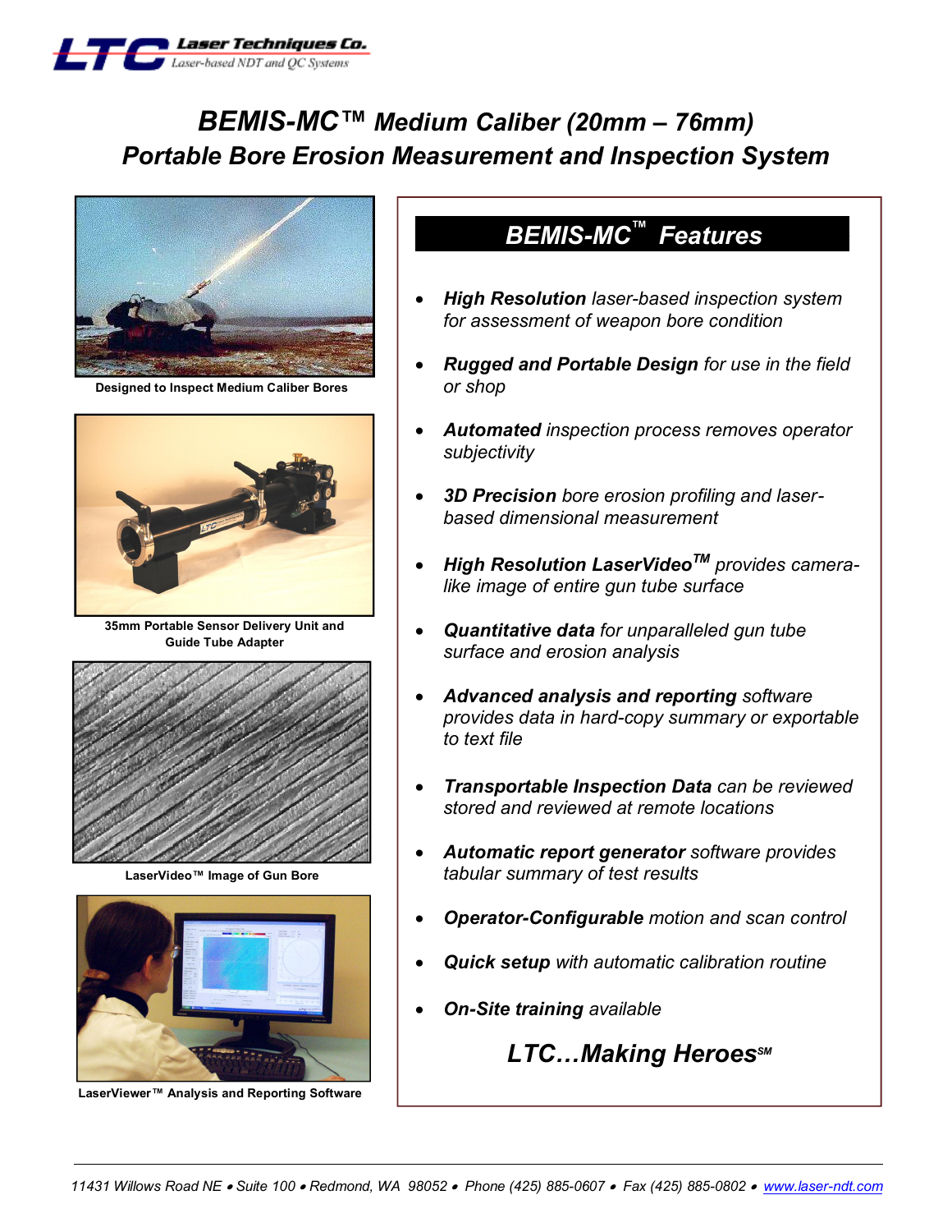**LTC** Laser Techniques Co.
Laser-based NDT and QC Systems

# BEMIS-MC™ Medium Caliber (20mm – 76mm) Portable Bore Erosion Measurement and Inspection System

Designed to Inspect Medium Caliber Bores

35mm Portable Sensor Delivery Unit and Guide Tube Adapter

LaserVideo™ Image of Gun Bore

LaserViewer™ Analysis and Reporting Software

## BEMIS-MC™ Features

- ***High Resolution*** *laser-based inspection system for assessment of weapon bore condition*
- ***Rugged and Portable Design*** *for use in the field or shop*
- ***Automated*** *inspection process removes operator subjectivity*
- ***3D Precision*** *bore erosion profiling and laser-based dimensional measurement*
- ***High Resolution LaserVideo™*** *provides camera-like image of entire gun tube surface*
- ***Quantitative data*** *for unparalleled gun tube surface and erosion analysis*
- ***Advanced analysis and reporting*** *software provides data in hard-copy summary or exportable to text file*
- ***Transportable Inspection Data*** *can be reviewed stored and reviewed at remote locations*
- ***Automatic report generator*** *software provides tabular summary of test results*
- ***Operator-Configurable*** *motion and scan control*
- ***Quick setup*** *with automatic calibration routine*
- ***On-Site training*** *available*

***LTC…Making Heroes℠***

*11431 Willows Road NE • Suite 100 • Redmond, WA 98052 • Phone (425) 885-0607 • Fax (425) 885-0802 • www.laser-ndt.com*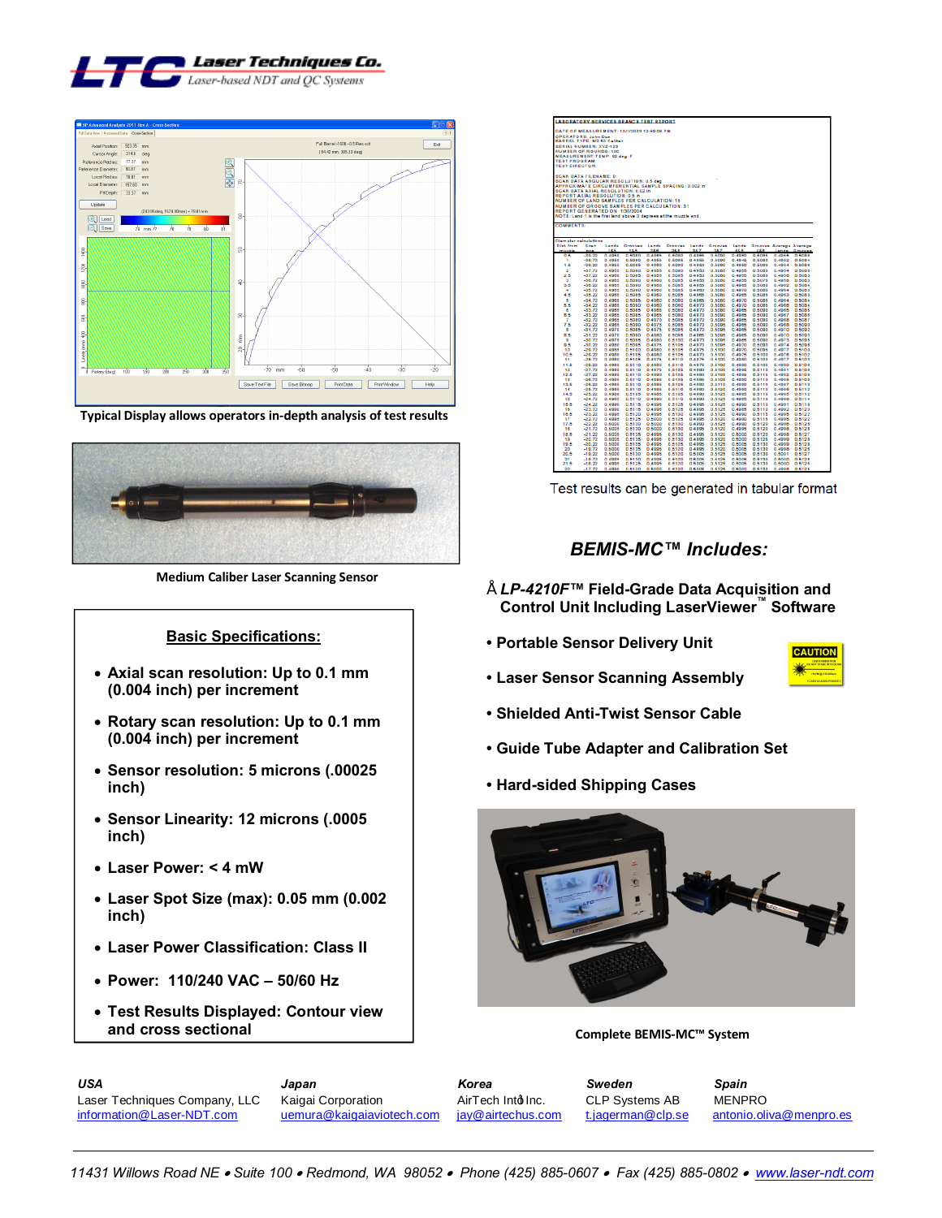Typical Display allows operators in-depth analysis of test results

Test results can be generated in tabular format

Medium Caliber Laser Scanning Sensor

## Basic Specifications:

- Axial scan resolution: Up to 0.1 mm (0.004 inch) per increment
- Rotary scan resolution: Up to 0.1 mm (0.004 inch) per increment
- Sensor resolution: 5 microns (.00025 inch)
- Sensor Linearity: 12 microns (.0005 inch)
- Laser Power: < 4 mW
- Laser Spot Size (max): 0.05 mm (0.002 inch)
- Laser Power Classification: Class II
- Power: 110/240 VAC – 50/60 Hz
- Test Results Displayed: Contour view and cross sectional

## *BEMIS-MC™ Includes:*

- ***LP-4210F™*** **Field-Grade Data Acquisition and Control Unit Including LaserViewer™ Software**
- **Portable Sensor Delivery Unit**
- **Laser Sensor Scanning Assembly**
- **Shielded Anti-Twist Sensor Cable**
- **Guide Tube Adapter and Calibration Set**
- **Hard-sided Shipping Cases**

Complete BEMIS-MC™ System

| *USA* | *Japan* | *Korea* | *Sweden* | *Spain* |
|---|---|---|---|---|
| Laser Techniques Company, LLC | Kaigai Corporation | AirTech Intl Inc. | CLP Systems AB | MENPRO |
| information@Laser-NDT.com | uemura@kaigaiaviotech.com | jay@airtechus.com | t.jagerman@clp.se | antonio.oliva@menpro.es |

*11431 Willows Road NE • Suite 100 • Redmond, WA 98052 • Phone (425) 885-0607 • Fax (425) 885-0802 • www.laser-ndt.com*